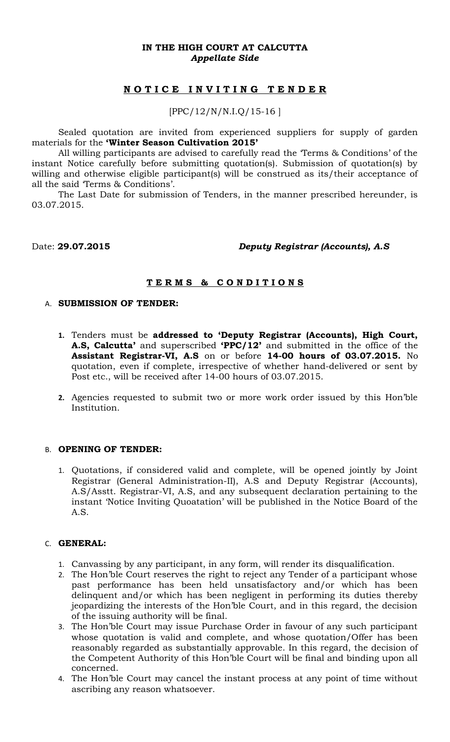**IN THE HIGH COURT AT CALCUTTA**
***Appellate Side***

## N O T I C E   I N V I T I N G   T E N D E R

[PPC/12/N/N.I.Q/15-16 ]

Sealed quotation are invited from experienced suppliers for supply of garden materials for the **'Winter Season Cultivation 2015'**

All willing participants are advised to carefully read the 'Terms & Conditions' of the instant Notice carefully before submitting quotation(s). Submission of quotation(s) by willing and otherwise eligible participant(s) will be construed as its/their acceptance of all the said 'Terms & Conditions'.

The Last Date for submission of Tenders, in the manner prescribed hereunder, is 03.07.2015.

Date: **29.07.2015** ***Deputy Registrar (Accounts), A.S***

## T E R M S   &   C O N D I T I O N S

A. **SUBMISSION OF TENDER:**

1. Tenders must be **addressed to 'Deputy Registrar (Accounts), High Court, A.S, Calcutta'** and superscribed **'PPC/12'** and submitted in the office of the **Assistant Registrar-VI, A.S** on or before **14-00 hours of 03.07.2015.** No quotation, even if complete, irrespective of whether hand-delivered or sent by Post etc., will be received after 14-00 hours of 03.07.2015.

2. Agencies requested to submit two or more work order issued by this Hon'ble Institution.

B. **OPENING OF TENDER:**

1. Quotations, if considered valid and complete, will be opened jointly by Joint Registrar (General Administration-II), A.S and Deputy Registrar (Accounts), A.S/Asstt. Registrar-VI, A.S, and any subsequent declaration pertaining to the instant 'Notice Inviting Quoatation' will be published in the Notice Board of the A.S.

C. **GENERAL:**

1. Canvassing by any participant, in any form, will render its disqualification.
2. The Hon'ble Court reserves the right to reject any Tender of a participant whose past performance has been held unsatisfactory and/or which has been delinquent and/or which has been negligent in performing its duties thereby jeopardizing the interests of the Hon'ble Court, and in this regard, the decision of the issuing authority will be final.
3. The Hon'ble Court may issue Purchase Order in favour of any such participant whose quotation is valid and complete, and whose quotation/Offer has been reasonably regarded as substantially approvable. In this regard, the decision of the Competent Authority of this Hon'ble Court will be final and binding upon all concerned.
4. The Hon'ble Court may cancel the instant process at any point of time without ascribing any reason whatsoever.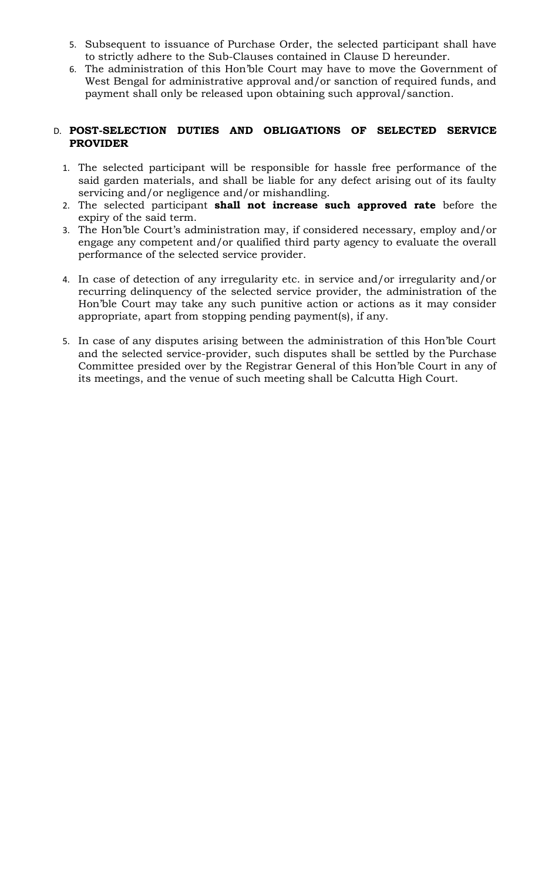5. Subsequent to issuance of Purchase Order, the selected participant shall have to strictly adhere to the Sub-Clauses contained in Clause D hereunder.
6. The administration of this Hon'ble Court may have to move the Government of West Bengal for administrative approval and/or sanction of required funds, and payment shall only be released upon obtaining such approval/sanction.

D. **POST-SELECTION DUTIES AND OBLIGATIONS OF SELECTED SERVICE PROVIDER**

1. The selected participant will be responsible for hassle free performance of the said garden materials, and shall be liable for any defect arising out of its faulty servicing and/or negligence and/or mishandling.
2. The selected participant **shall not increase such approved rate** before the expiry of the said term.
3. The Hon'ble Court's administration may, if considered necessary, employ and/or engage any competent and/or qualified third party agency to evaluate the overall performance of the selected service provider.
4. In case of detection of any irregularity etc. in service and/or irregularity and/or recurring delinquency of the selected service provider, the administration of the Hon'ble Court may take any such punitive action or actions as it may consider appropriate, apart from stopping pending payment(s), if any.
5. In case of any disputes arising between the administration of this Hon'ble Court and the selected service-provider, such disputes shall be settled by the Purchase Committee presided over by the Registrar General of this Hon'ble Court in any of its meetings, and the venue of such meeting shall be Calcutta High Court.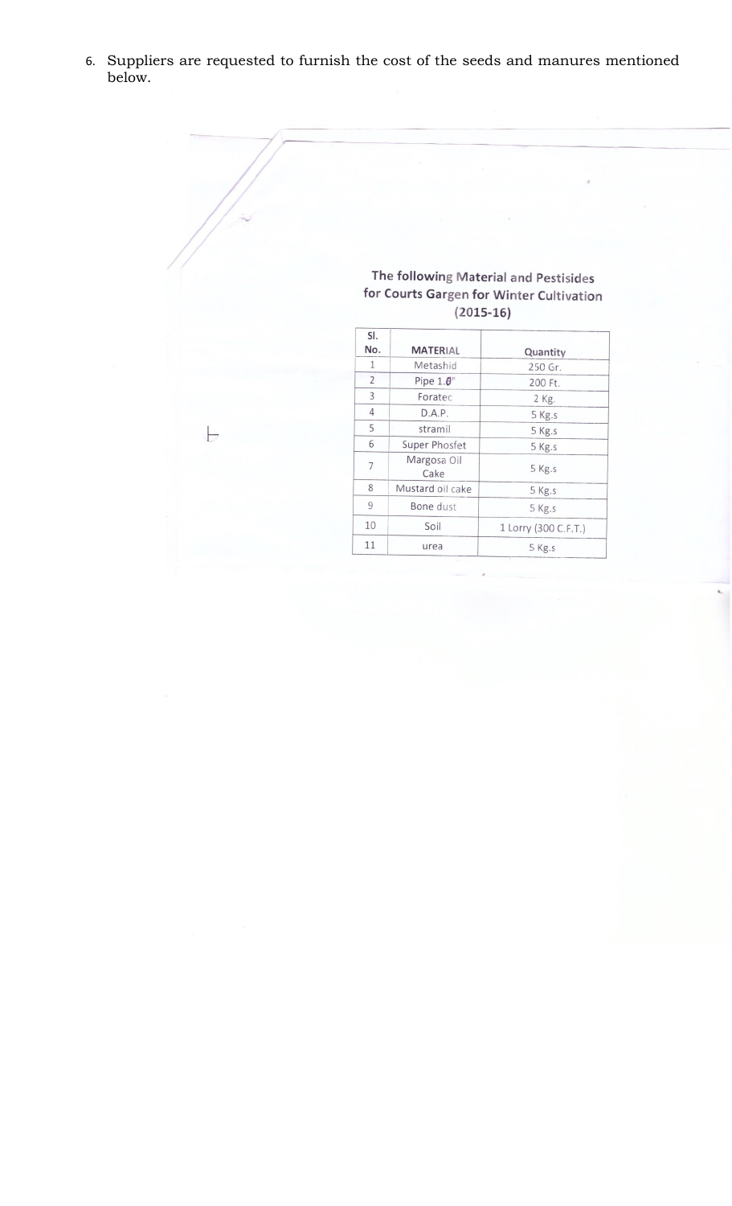6. Suppliers are requested to furnish the cost of the seeds and manures mentioned below.

**The following Material and Pestisides for Courts Gargen for Winter Cultivation (2015-16)**

| Sl. No. | MATERIAL | Quantity |
|---|---|---|
| 1 | Metashid | 250 Gr. |
| 2 | Pipe 1.0" | 200 Ft. |
| 3 | Foratec | 2 Kg. |
| 4 | D.A.P. | 5 Kg.s |
| 5 | stramil | 5 Kg.s |
| 6 | Super Phosfet | 5 Kg.s |
| 7 | Margosa Oil Cake | 5 Kg.s |
| 8 | Mustard oil cake | 5 Kg.s |
| 9 | Bone dust | 5 Kg.s |
| 10 | Soil | 1 Lorry (300 C.F.T.) |
| 11 | urea | 5 Kg.s |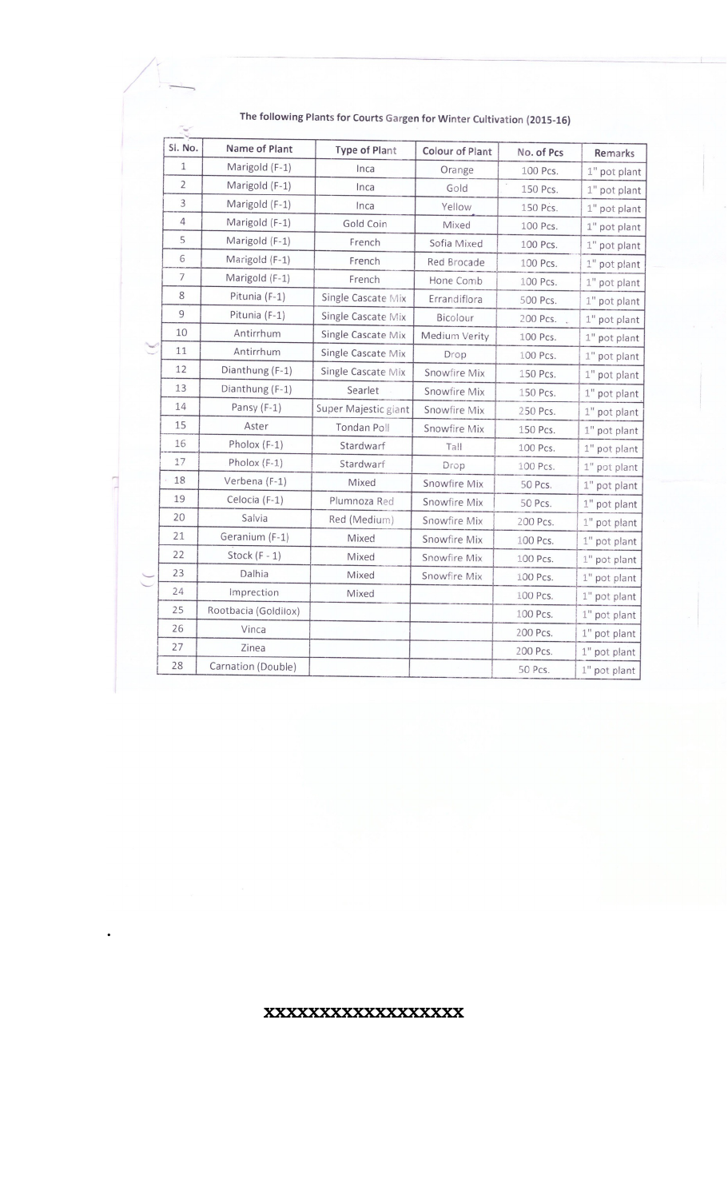The following Plants for Courts Gargen for Winter Cultivation (2015-16)

| Sl. No. | Name of Plant | Type of Plant | Colour of Plant | No. of Pcs | Remarks |
|---|---|---|---|---|---|
| 1 | Marigold (F-1) | Inca | Orange | 100 Pcs. | 1" pot plant |
| 2 | Marigold (F-1) | Inca | Gold | 150 Pcs. | 1" pot plant |
| 3 | Marigold (F-1) | Inca | Yellow | 150 Pcs. | 1" pot plant |
| 4 | Marigold (F-1) | Gold Coin | Mixed | 100 Pcs. | 1" pot plant |
| 5 | Marigold (F-1) | French | Sofia Mixed | 100 Pcs. | 1" pot plant |
| 6 | Marigold (F-1) | French | Red Brocade | 100 Pcs. | 1" pot plant |
| 7 | Marigold (F-1) | French | Hone Comb | 100 Pcs. | 1" pot plant |
| 8 | Pitunia (F-1) | Single Cascate Mix | Errandiflora | 500 Pcs. | 1" pot plant |
| 9 | Pitunia (F-1) | Single Cascate Mix | Bicolour | 200 Pcs. | 1" pot plant |
| 10 | Antirrhum | Single Cascate Mix | Medium Verity | 100 Pcs. | 1" pot plant |
| 11 | Antirrhum | Single Cascate Mix | Drop | 100 Pcs. | 1" pot plant |
| 12 | Dianthung (F-1) | Single Cascate Mix | Snowfire Mix | 150 Pcs. | 1" pot plant |
| 13 | Dianthung (F-1) | Searlet | Snowfire Mix | 150 Pcs. | 1" pot plant |
| 14 | Pansy (F-1) | Super Majestic giant | Snowfire Mix | 250 Pcs. | 1" pot plant |
| 15 | Aster | Tondan Poll | Snowfire Mix | 150 Pcs. | 1" pot plant |
| 16 | Pholox (F-1) | Stardwarf | Tall | 100 Pcs. | 1" pot plant |
| 17 | Pholox (F-1) | Stardwarf | Drop | 100 Pcs. | 1" pot plant |
| 18 | Verbena (F-1) | Mixed | Snowfire Mix | 50 Pcs. | 1" pot plant |
| 19 | Celocia (F-1) | Plumnoza Red | Snowfire Mix | 50 Pcs. | 1" pot plant |
| 20 | Salvia | Red (Medium) | Snowfire Mix | 200 Pcs. | 1" pot plant |
| 21 | Geranium (F-1) | Mixed | Snowfire Mix | 100 Pcs. | 1" pot plant |
| 22 | Stock (F - 1) | Mixed | Snowfire Mix | 100 Pcs. | 1" pot plant |
| 23 | Dalhia | Mixed | Snowfire Mix | 100 Pcs. | 1" pot plant |
| 24 | Imprection | Mixed | | 100 Pcs. | 1" pot plant |
| 25 | Rootbacia (Goldilox) | | | 100 Pcs. | 1" pot plant |
| 26 | Vinca | | | 200 Pcs. | 1" pot plant |
| 27 | Zinea | | | 200 Pcs. | 1" pot plant |
| 28 | Carnation (Double) | | | 50 Pcs. | 1" pot plant |

xxxxxxxxxxxxxxxxxxx